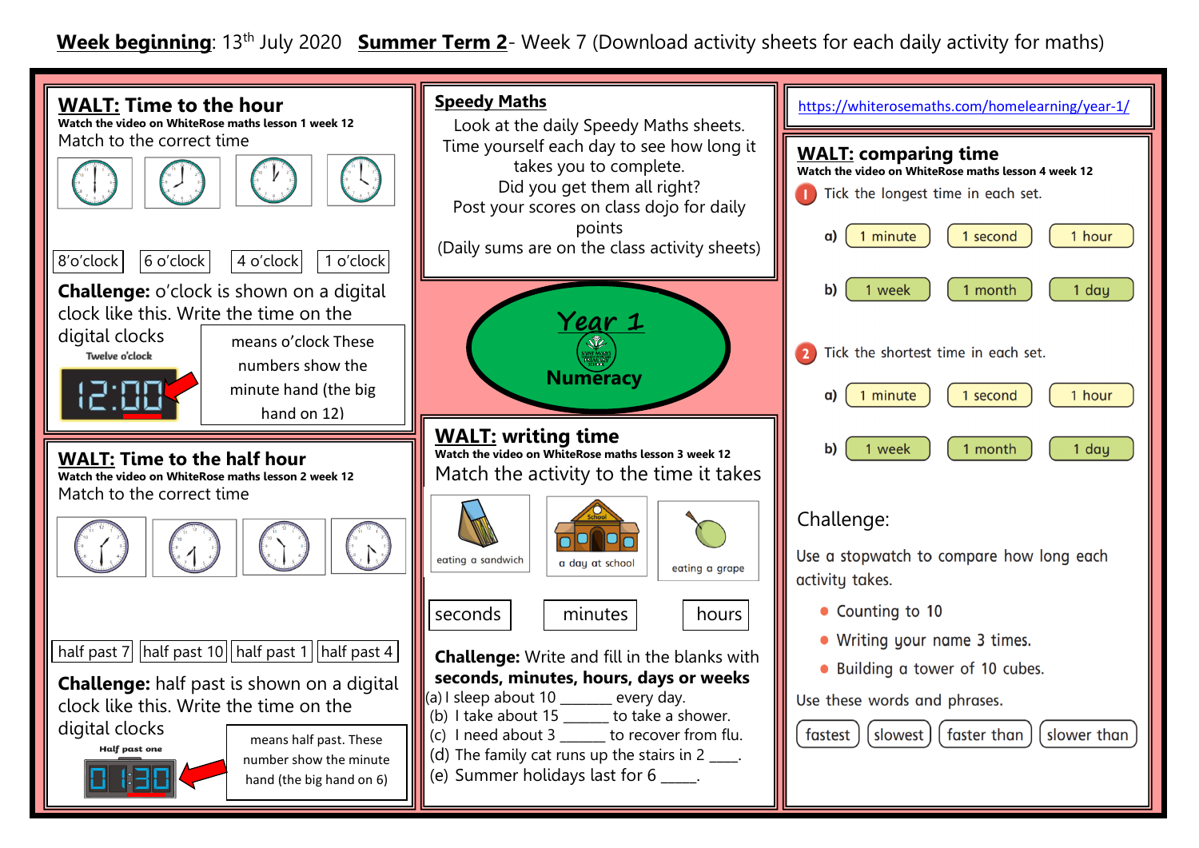**Week beginning**: 13th July 2020 **Summer Term 2**- Week 7 (Download activity sheets for each daily activity for maths)

## WALT: Time to the hour

**Watch the video on WhiteRose maths lesson 1 week 12**

Match to the correct time

8'o'clock | 6 o'clock | 4 o'clock | 1 o'clock

**Challenge:** o'clock is shown on a digital clock like this. Write the time on the digital clocks

Twelve o'clock

12:00

means o'clock These numbers show the minute hand (the big hand on 12)

## WALT: Time to the half hour

**Watch the video on WhiteRose maths lesson 2 week 12**

Match to the correct time

half past 7 | half past 10 | half past 1 | half past 4

**Challenge:** half past is shown on a digital clock like this. Write the time on the digital clocks

Half past one

01:30

means half past. These number show the minute hand (the big hand on 6)

## Speedy Maths

Look at the daily Speedy Maths sheets.
Time yourself each day to see how long it takes you to complete.
Did you get them all right?
Post your scores on class dojo for daily points
(Daily sums are on the class activity sheets)

# Year 1 Numeracy

## WALT: writing time

**Watch the video on WhiteRose maths lesson 3 week 12**

Match the activity to the time it takes

eating a sandwich | a day at school | eating a grape

seconds | minutes | hours

**Challenge:** Write and fill in the blanks with **seconds, minutes, hours, days or weeks**

(a) I sleep about 10 ______ every day.
(b) I take about 15 ______ to take a shower.
(c) I need about 3 ______ to recover from flu.
(d) The family cat runs up the stairs in 2 ____.
(e) Summer holidays last for 6 _____.

https://whiterosemaths.com/homelearning/year-1/

## WALT: comparing time

**Watch the video on WhiteRose maths lesson 4 week 12**

1. Tick the longest time in each set.

   a) 1 minute | 1 second | 1 hour

   b) 1 week | 1 month | 1 day

2. Tick the shortest time in each set.

   a) 1 minute | 1 second | 1 hour

   b) 1 week | 1 month | 1 day

Challenge:

Use a stopwatch to compare how long each activity takes.

- Counting to 10
- Writing your name 3 times.
- Building a tower of 10 cubes.

Use these words and phrases.

fastest | slowest | faster than | slower than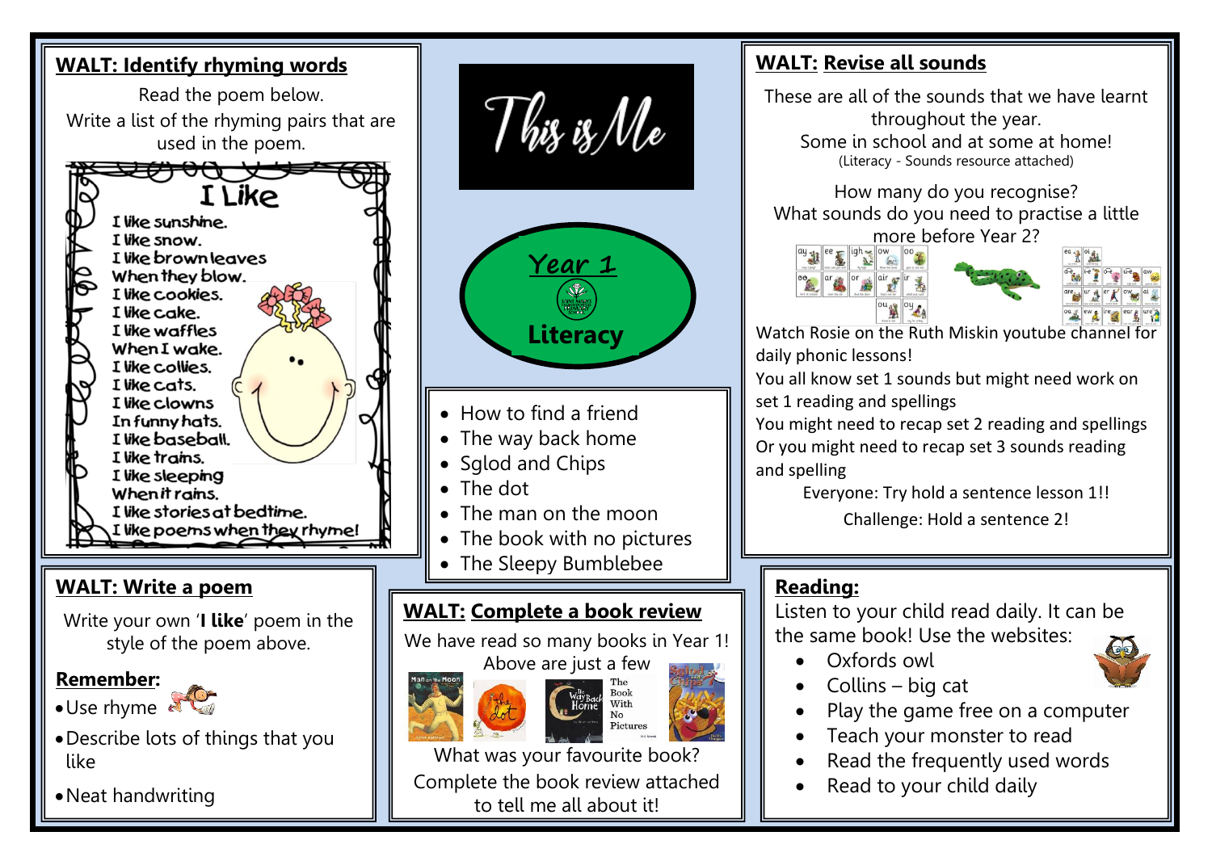## WALT: Identify rhyming words

Read the poem below.
Write a list of the rhyming pairs that are used in the poem.

### I Like

I like sunshine.
I like snow.
I like brown leaves
When they blow.
I like cookies.
I like cake.
I like waffles
When I wake.
I like collies.
I like cats.
I like clowns
In funny hats.
I like baseball.
I like trains.
I like sleeping
When it rains.
I like stories at bedtime.
I like poems when they rhyme!

## WALT: Write a poem

Write your own '**I like**' poem in the style of the poem above.

**Remember:**

- Use rhyme
- Describe lots of things that you like
- Neat handwriting

# This is Me

## Year 1

## Literacy

- How to find a friend
- The way back home
- Sglod and Chips
- The dot
- The man on the moon
- The book with no pictures
- The Sleepy Bumblebee

## WALT: Complete a book review

We have read so many books in Year 1!
Above are just a few

What was your favourite book?
Complete the book review attached to tell me all about it!

## WALT: Revise all sounds

These are all of the sounds that we have learnt throughout the year.
Some in school and at some at home!
(Literacy - Sounds resource attached)

How many do you recognise?
What sounds do you need to practise a little more before Year 2?

Watch Rosie on the Ruth Miskin youtube channel for daily phonic lessons!
You all know set 1 sounds but might need work on set 1 reading and spellings
You might need to recap set 2 reading and spellings
Or you might need to recap set 3 sounds reading and spelling

Everyone: Try hold a sentence lesson 1!!

Challenge: Hold a sentence 2!

## Reading:

Listen to your child read daily. It can be the same book! Use the websites:

- Oxfords owl
- Collins – big cat
- Play the game free on a computer
- Teach your monster to read
- Read the frequently used words
- Read to your child daily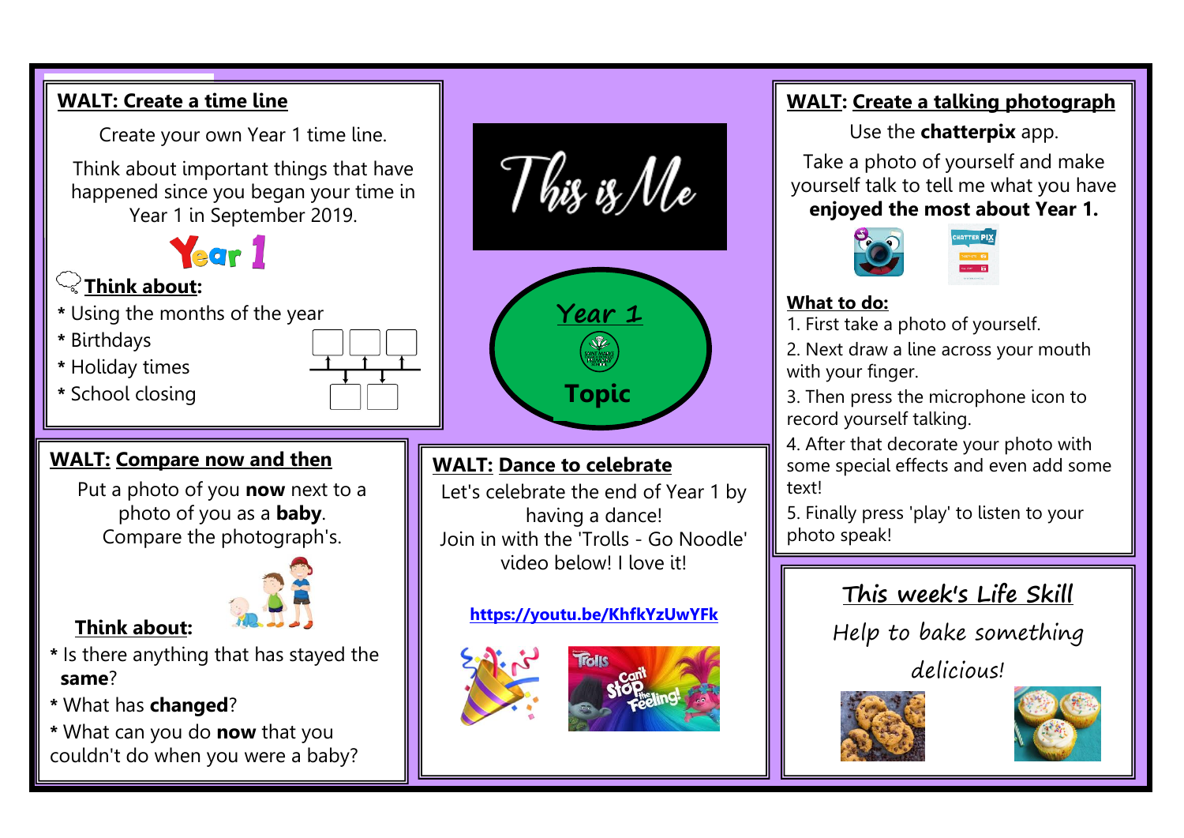## WALT: Create a time line

Create your own Year 1 time line.

Think about important things that have happened since you began your time in Year 1 in September 2019.

Year 1

**Think about:**

* Using the months of the year
* Birthdays
* Holiday times
* School closing

# This is Me

Year 1

**Topic**

## WALT: Create a talking photograph

Use the **chatterpix** app.

Take a photo of yourself and make yourself talk to tell me what you have **enjoyed the most about Year 1.**

**What to do:**

1. First take a photo of yourself.
2. Next draw a line across your mouth with your finger.
3. Then press the microphone icon to record yourself talking.
4. After that decorate your photo with some special effects and even add some text!
5. Finally press 'play' to listen to your photo speak!

## WALT: Compare now and then

Put a photo of you **now** next to a photo of you as a **baby**. Compare the photograph's.

**Think about:**

* Is there anything that has stayed the **same**?
* What has **changed**?
* What can you do **now** that you couldn't do when you were a baby?

## WALT: Dance to celebrate

Let's celebrate the end of Year 1 by having a dance!
Join in with the 'Trolls - Go Noodle' video below! I love it!

**https://youtu.be/KhfkYzUwYFk**

## This week's Life Skill

*Help to bake something delicious!*